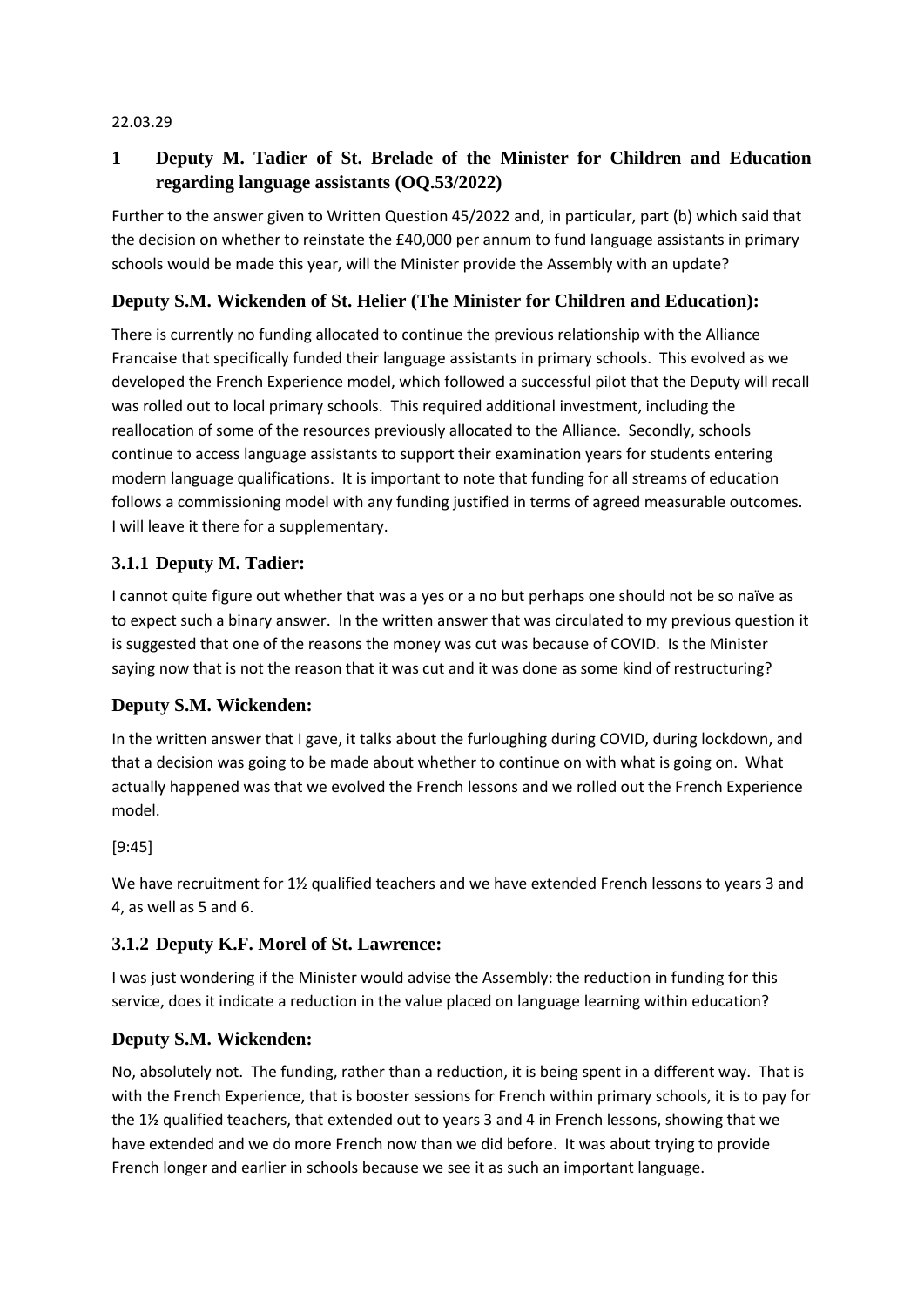22.03.29

## 1 Deputy M. Tadier of St. Brelade of the Minister for Children and Education regarding language assistants (OQ.53/2022)

Further to the answer given to Written Question 45/2022 and, in particular, part (b) which said that the decision on whether to reinstate the £40,000 per annum to fund language assistants in primary schools would be made this year, will the Minister provide the Assembly with an update?

### Deputy S.M. Wickenden of St. Helier (The Minister for Children and Education):

There is currently no funding allocated to continue the previous relationship with the Alliance Francaise that specifically funded their language assistants in primary schools. This evolved as we developed the French Experience model, which followed a successful pilot that the Deputy will recall was rolled out to local primary schools. This required additional investment, including the reallocation of some of the resources previously allocated to the Alliance. Secondly, schools continue to access language assistants to support their examination years for students entering modern language qualifications. It is important to note that funding for all streams of education follows a commissioning model with any funding justified in terms of agreed measurable outcomes. I will leave it there for a supplementary.

### 3.1.1 Deputy M. Tadier:

I cannot quite figure out whether that was a yes or a no but perhaps one should not be so naïve as to expect such a binary answer. In the written answer that was circulated to my previous question it is suggested that one of the reasons the money was cut was because of COVID. Is the Minister saying now that is not the reason that it was cut and it was done as some kind of restructuring?

### Deputy S.M. Wickenden:

In the written answer that I gave, it talks about the furloughing during COVID, during lockdown, and that a decision was going to be made about whether to continue on with what is going on. What actually happened was that we evolved the French lessons and we rolled out the French Experience model.

[9:45]

We have recruitment for 1½ qualified teachers and we have extended French lessons to years 3 and 4, as well as 5 and 6.

### 3.1.2 Deputy K.F. Morel of St. Lawrence:

I was just wondering if the Minister would advise the Assembly: the reduction in funding for this service, does it indicate a reduction in the value placed on language learning within education?

### Deputy S.M. Wickenden:

No, absolutely not. The funding, rather than a reduction, it is being spent in a different way. That is with the French Experience, that is booster sessions for French within primary schools, it is to pay for the 1½ qualified teachers, that extended out to years 3 and 4 in French lessons, showing that we have extended and we do more French now than we did before. It was about trying to provide French longer and earlier in schools because we see it as such an important language.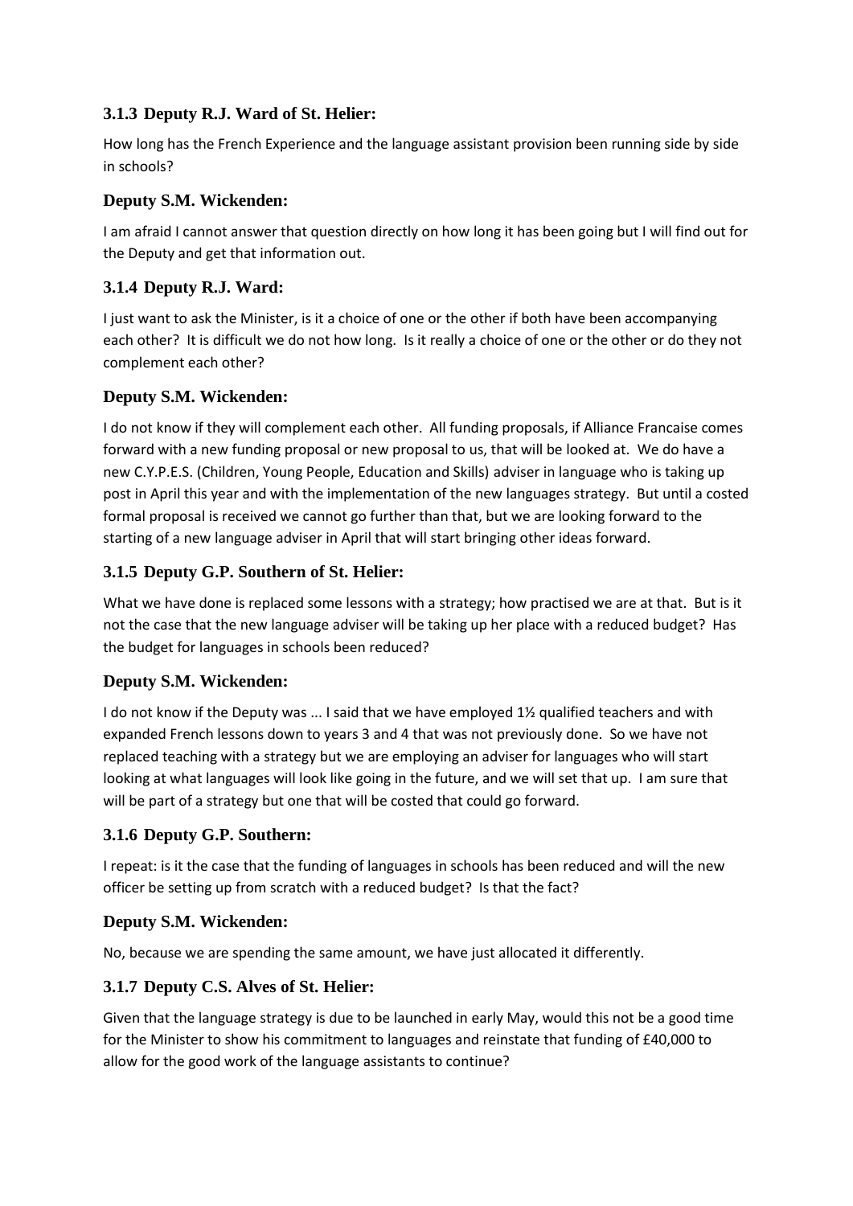### 3.1.3 Deputy R.J. Ward of St. Helier:

How long has the French Experience and the language assistant provision been running side by side in schools?

### Deputy S.M. Wickenden:

I am afraid I cannot answer that question directly on how long it has been going but I will find out for the Deputy and get that information out.

### 3.1.4 Deputy R.J. Ward:

I just want to ask the Minister, is it a choice of one or the other if both have been accompanying each other? It is difficult we do not how long. Is it really a choice of one or the other or do they not complement each other?

### Deputy S.M. Wickenden:

I do not know if they will complement each other. All funding proposals, if Alliance Francaise comes forward with a new funding proposal or new proposal to us, that will be looked at. We do have a new C.Y.P.E.S. (Children, Young People, Education and Skills) adviser in language who is taking up post in April this year and with the implementation of the new languages strategy. But until a costed formal proposal is received we cannot go further than that, but we are looking forward to the starting of a new language adviser in April that will start bringing other ideas forward.

### 3.1.5 Deputy G.P. Southern of St. Helier:

What we have done is replaced some lessons with a strategy; how practised we are at that. But is it not the case that the new language adviser will be taking up her place with a reduced budget? Has the budget for languages in schools been reduced?

### Deputy S.M. Wickenden:

I do not know if the Deputy was ... I said that we have employed 1½ qualified teachers and with expanded French lessons down to years 3 and 4 that was not previously done. So we have not replaced teaching with a strategy but we are employing an adviser for languages who will start looking at what languages will look like going in the future, and we will set that up. I am sure that will be part of a strategy but one that will be costed that could go forward.

### 3.1.6 Deputy G.P. Southern:

I repeat: is it the case that the funding of languages in schools has been reduced and will the new officer be setting up from scratch with a reduced budget? Is that the fact?

### Deputy S.M. Wickenden:

No, because we are spending the same amount, we have just allocated it differently.

### 3.1.7 Deputy C.S. Alves of St. Helier:

Given that the language strategy is due to be launched in early May, would this not be a good time for the Minister to show his commitment to languages and reinstate that funding of £40,000 to allow for the good work of the language assistants to continue?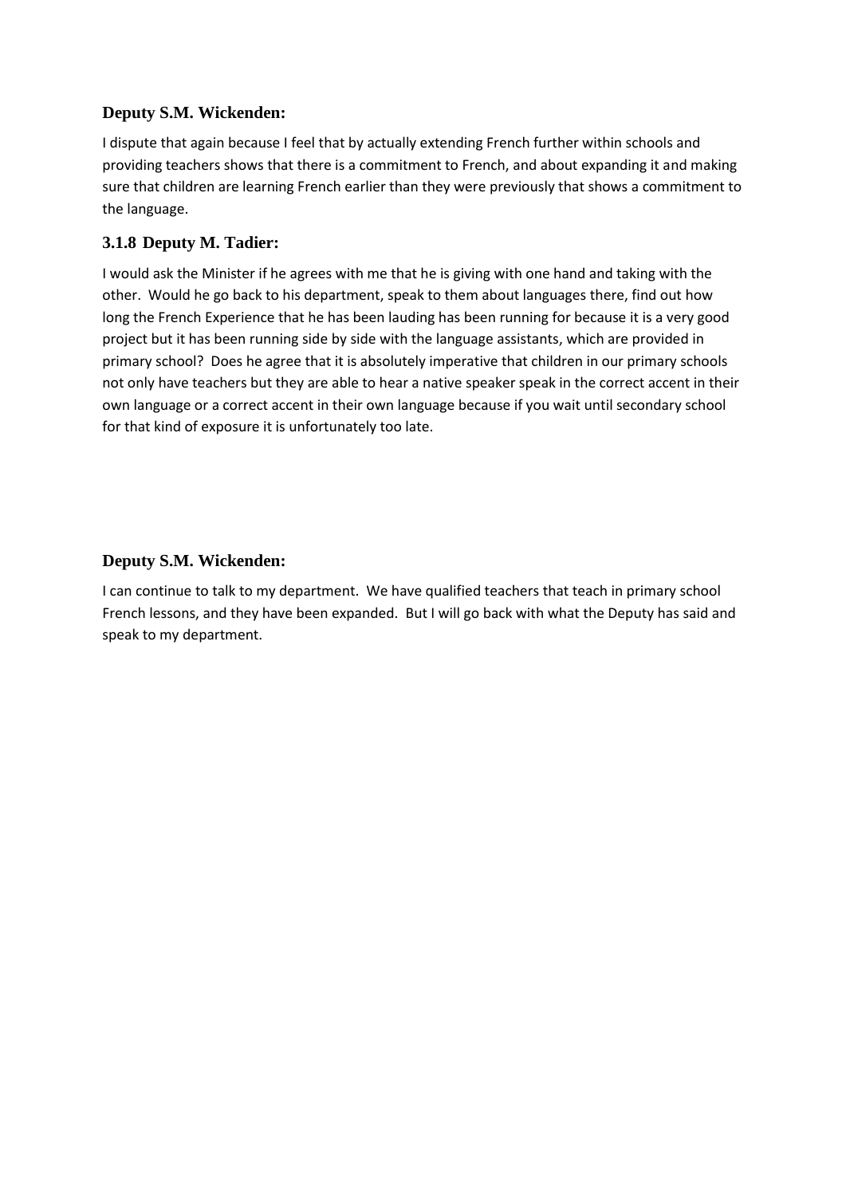**Deputy S.M. Wickenden:**

I dispute that again because I feel that by actually extending French further within schools and providing teachers shows that there is a commitment to French, and about expanding it and making sure that children are learning French earlier than they were previously that shows a commitment to the language.

### 3.1.8 Deputy M. Tadier:

I would ask the Minister if he agrees with me that he is giving with one hand and taking with the other. Would he go back to his department, speak to them about languages there, find out how long the French Experience that he has been lauding has been running for because it is a very good project but it has been running side by side with the language assistants, which are provided in primary school? Does he agree that it is absolutely imperative that children in our primary schools not only have teachers but they are able to hear a native speaker speak in the correct accent in their own language or a correct accent in their own language because if you wait until secondary school for that kind of exposure it is unfortunately too late.

**Deputy S.M. Wickenden:**

I can continue to talk to my department. We have qualified teachers that teach in primary school French lessons, and they have been expanded. But I will go back with what the Deputy has said and speak to my department.